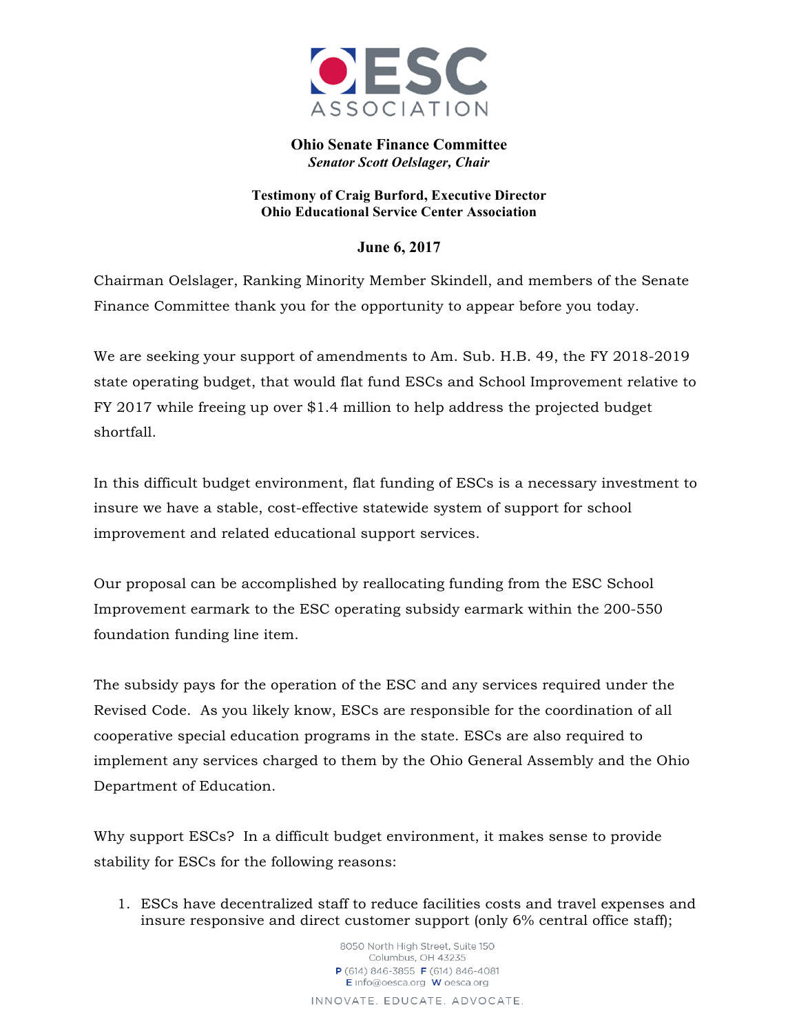**Ohio Senate Finance Committee**
***Senator Scott Oelslager, Chair***

**Testimony of Craig Burford, Executive Director**
**Ohio Educational Service Center Association**

**June 6, 2017**

Chairman Oelslager, Ranking Minority Member Skindell, and members of the Senate Finance Committee thank you for the opportunity to appear before you today.

We are seeking your support of amendments to Am. Sub. H.B. 49, the FY 2018-2019 state operating budget, that would flat fund ESCs and School Improvement relative to FY 2017 while freeing up over $1.4 million to help address the projected budget shortfall.

In this difficult budget environment, flat funding of ESCs is a necessary investment to insure we have a stable, cost-effective statewide system of support for school improvement and related educational support services.

Our proposal can be accomplished by reallocating funding from the ESC School Improvement earmark to the ESC operating subsidy earmark within the 200-550 foundation funding line item.

The subsidy pays for the operation of the ESC and any services required under the Revised Code. As you likely know, ESCs are responsible for the coordination of all cooperative special education programs in the state. ESCs are also required to implement any services charged to them by the Ohio General Assembly and the Ohio Department of Education.

Why support ESCs? In a difficult budget environment, it makes sense to provide stability for ESCs for the following reasons:

1. ESCs have decentralized staff to reduce facilities costs and travel expenses and insure responsive and direct customer support (only 6% central office staff);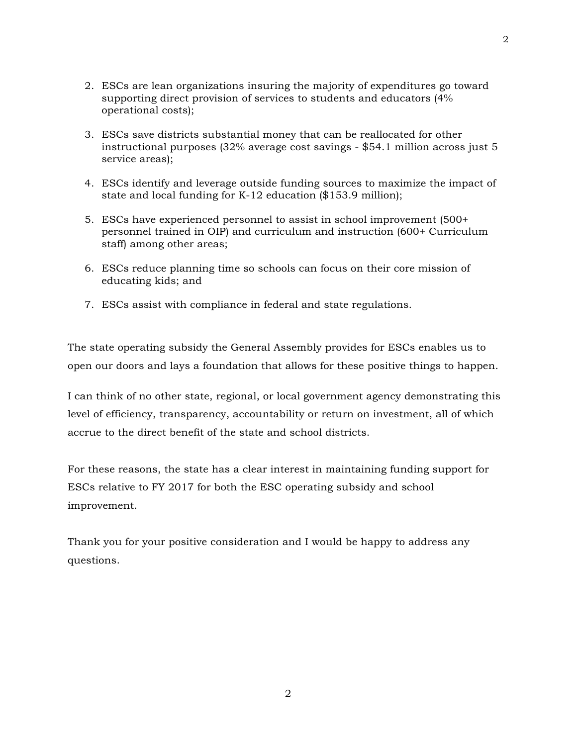2. ESCs are lean organizations insuring the majority of expenditures go toward supporting direct provision of services to students and educators (4% operational costs);

3. ESCs save districts substantial money that can be reallocated for other instructional purposes (32% average cost savings - $54.1 million across just 5 service areas);

4. ESCs identify and leverage outside funding sources to maximize the impact of state and local funding for K-12 education ($153.9 million);

5. ESCs have experienced personnel to assist in school improvement (500+ personnel trained in OIP) and curriculum and instruction (600+ Curriculum staff) among other areas;

6. ESCs reduce planning time so schools can focus on their core mission of educating kids; and

7. ESCs assist with compliance in federal and state regulations.

The state operating subsidy the General Assembly provides for ESCs enables us to open our doors and lays a foundation that allows for these positive things to happen.

I can think of no other state, regional, or local government agency demonstrating this level of efficiency, transparency, accountability or return on investment, all of which accrue to the direct benefit of the state and school districts.

For these reasons, the state has a clear interest in maintaining funding support for ESCs relative to FY 2017 for both the ESC operating subsidy and school improvement.

Thank you for your positive consideration and I would be happy to address any questions.